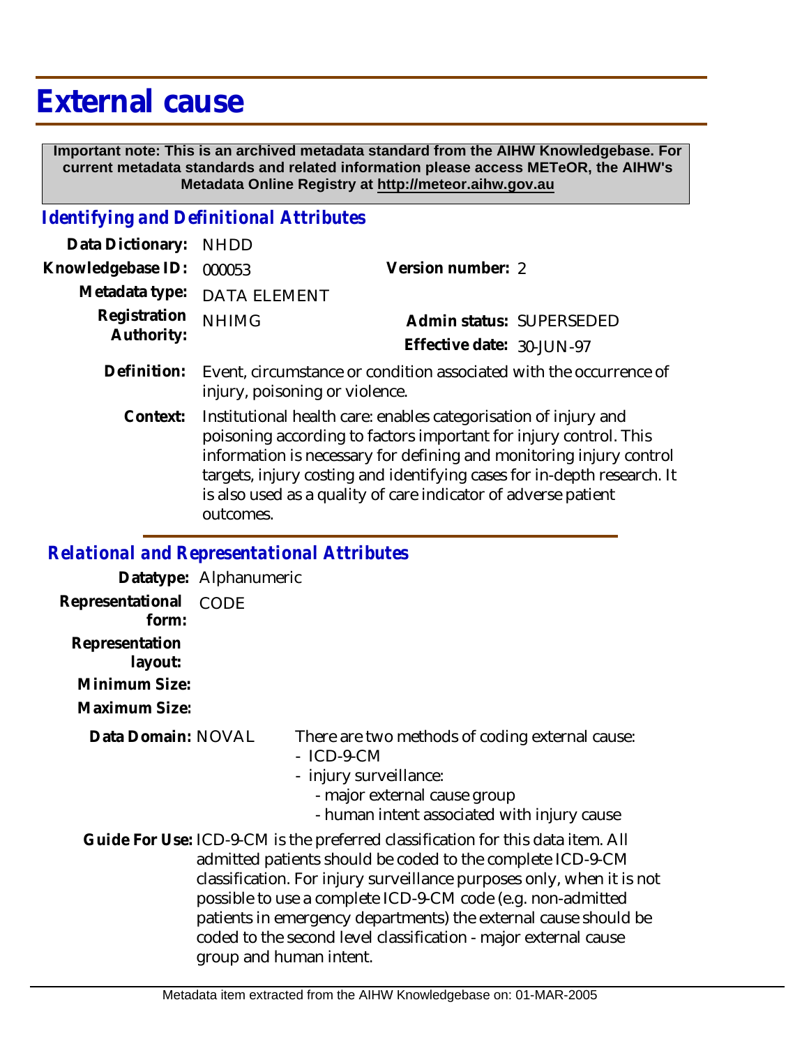# External cause

**Important note: This is an archived metadata standard from the AIHW Knowledgebase. For current metadata standards and related information please access METeOR, the AIHW's Metadata Online Registry at http://meteor.aihw.gov.au**

## *Identifying and Definitional Attributes*

**Data Dictionary:** NHDD

**Knowledgebase ID:** 000053

**Version number:** 2

**Metadata type:** DATA ELEMENT

**Registration Authority:** NHIMG

**Admin status:** SUPERSEDED

**Effective date:** 30-JUN-97

**Definition:** Event, circumstance or condition associated with the occurrence of injury, poisoning or violence.

**Context:** Institutional health care: enables categorisation of injury and poisoning according to factors important for injury control. This information is necessary for defining and monitoring injury control targets, injury costing and identifying cases for in-depth research. It is also used as a quality of care indicator of adverse patient outcomes.

## *Relational and Representational Attributes*

**Datatype:** Alphanumeric

**Representational form:** CODE

**Representation layout:**

**Minimum Size:**

**Maximum Size:**

**Data Domain:** NOVAL

There are two methods of coding external cause:
- ICD-9-CM
- injury surveillance:
  - major external cause group
  - human intent associated with injury cause

**Guide For Use:** ICD-9-CM is the preferred classification for this data item. All admitted patients should be coded to the complete ICD-9-CM classification. For injury surveillance purposes only, when it is not possible to use a complete ICD-9-CM code (e.g. non-admitted patients in emergency departments) the external cause should be coded to the second level classification - major external cause group and human intent.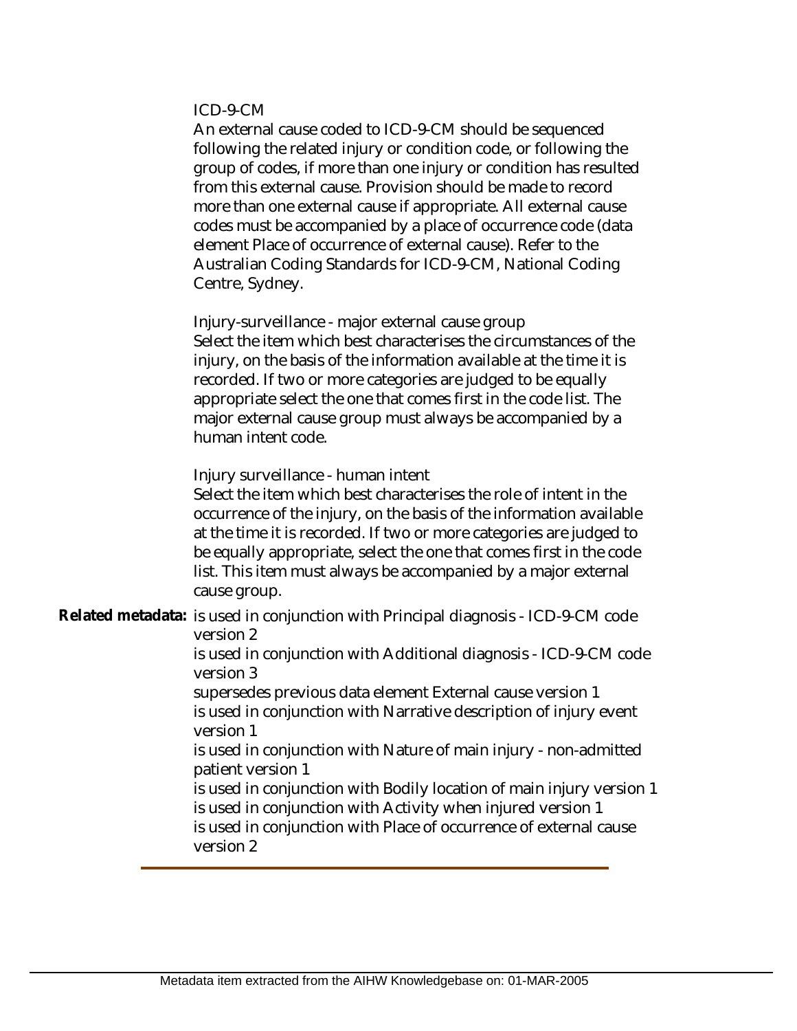ICD-9-CM

An external cause coded to ICD-9-CM should be sequenced following the related injury or condition code, or following the group of codes, if more than one injury or condition has resulted from this external cause. Provision should be made to record more than one external cause if appropriate. All external cause codes must be accompanied by a place of occurrence code (data element Place of occurrence of external cause). Refer to the Australian Coding Standards for ICD-9-CM, National Coding Centre, Sydney.

Injury-surveillance - major external cause group

Select the item which best characterises the circumstances of the injury, on the basis of the information available at the time it is recorded. If two or more categories are judged to be equally appropriate select the one that comes first in the code list. The major external cause group must always be accompanied by a human intent code.

Injury surveillance - human intent

Select the item which best characterises the role of intent in the occurrence of the injury, on the basis of the information available at the time it is recorded. If two or more categories are judged to be equally appropriate, select the one that comes first in the code list. This item must always be accompanied by a major external cause group.

**Related metadata:** is used in conjunction with Principal diagnosis - ICD-9-CM code version 2

is used in conjunction with Additional diagnosis - ICD-9-CM code version 3

supersedes previous data element External cause version 1

is used in conjunction with Narrative description of injury event version 1

is used in conjunction with Nature of main injury - non-admitted patient version 1

is used in conjunction with Bodily location of main injury version 1

is used in conjunction with Activity when injured version 1

is used in conjunction with Place of occurrence of external cause version 2

---

Metadata item extracted from the AIHW Knowledgebase on: 01-MAR-2005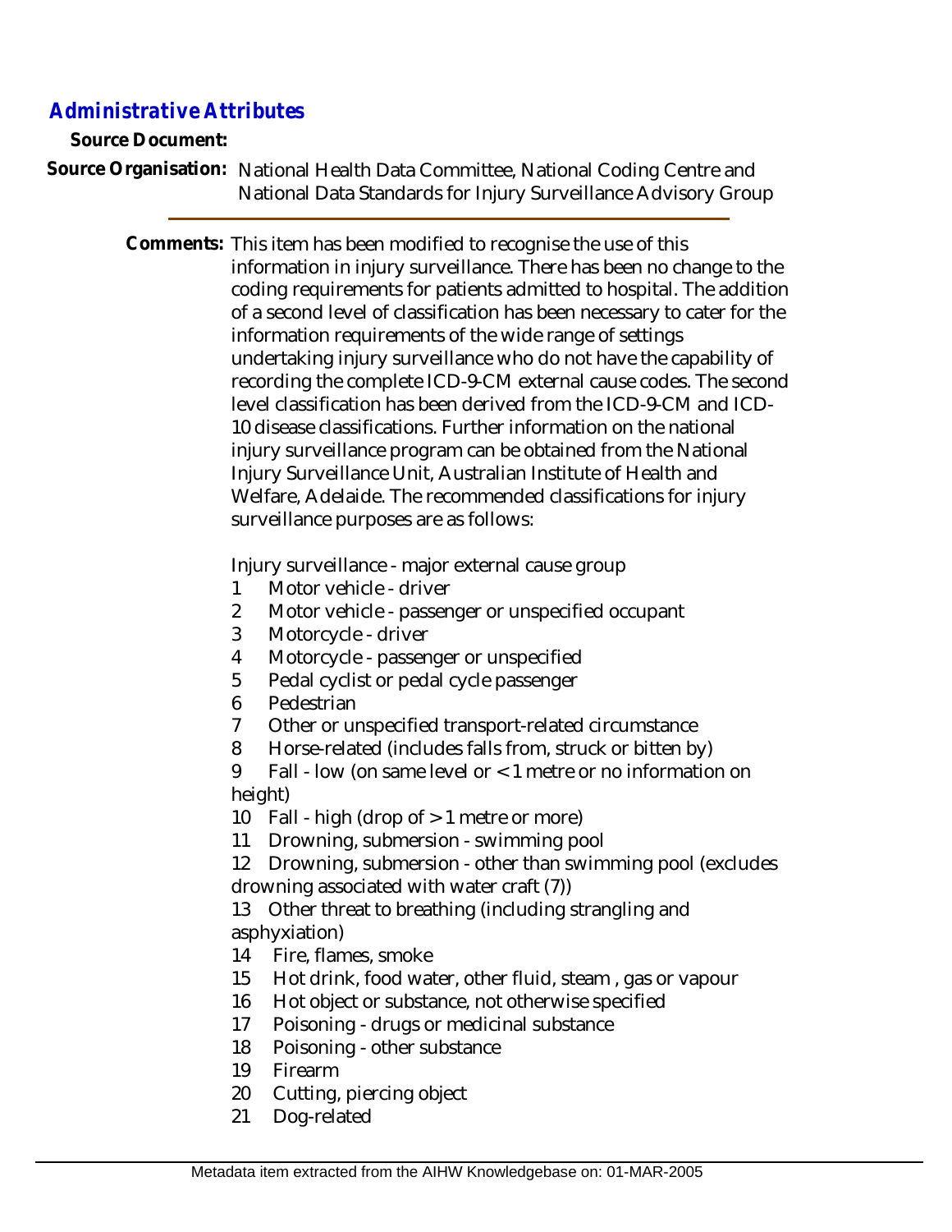## Administrative Attributes

**Source Document:**

**Source Organisation:** National Health Data Committee, National Coding Centre and National Data Standards for Injury Surveillance Advisory Group

---

**Comments:** This item has been modified to recognise the use of this information in injury surveillance. There has been no change to the coding requirements for patients admitted to hospital. The addition of a second level of classification has been necessary to cater for the information requirements of the wide range of settings undertaking injury surveillance who do not have the capability of recording the complete ICD-9-CM external cause codes. The second level classification has been derived from the ICD-9-CM and ICD-10 disease classifications. Further information on the national injury surveillance program can be obtained from the National Injury Surveillance Unit, Australian Institute of Health and Welfare, Adelaide. The recommended classifications for injury surveillance purposes are as follows:

Injury surveillance - major external cause group

1 Motor vehicle - driver
2 Motor vehicle - passenger or unspecified occupant
3 Motorcycle - driver
4 Motorcycle - passenger or unspecified
5 Pedal cyclist or pedal cycle passenger
6 Pedestrian
7 Other or unspecified transport-related circumstance
8 Horse-related (includes falls from, struck or bitten by)
9 Fall - low (on same level or < 1 metre or no information on height)
10 Fall - high (drop of > 1 metre or more)
11 Drowning, submersion - swimming pool
12 Drowning, submersion - other than swimming pool (excludes drowning associated with water craft (7))
13 Other threat to breathing (including strangling and asphyxiation)
14 Fire, flames, smoke
15 Hot drink, food water, other fluid, steam , gas or vapour
16 Hot object or substance, not otherwise specified
17 Poisoning - drugs or medicinal substance
18 Poisoning - other substance
19 Firearm
20 Cutting, piercing object
21 Dog-related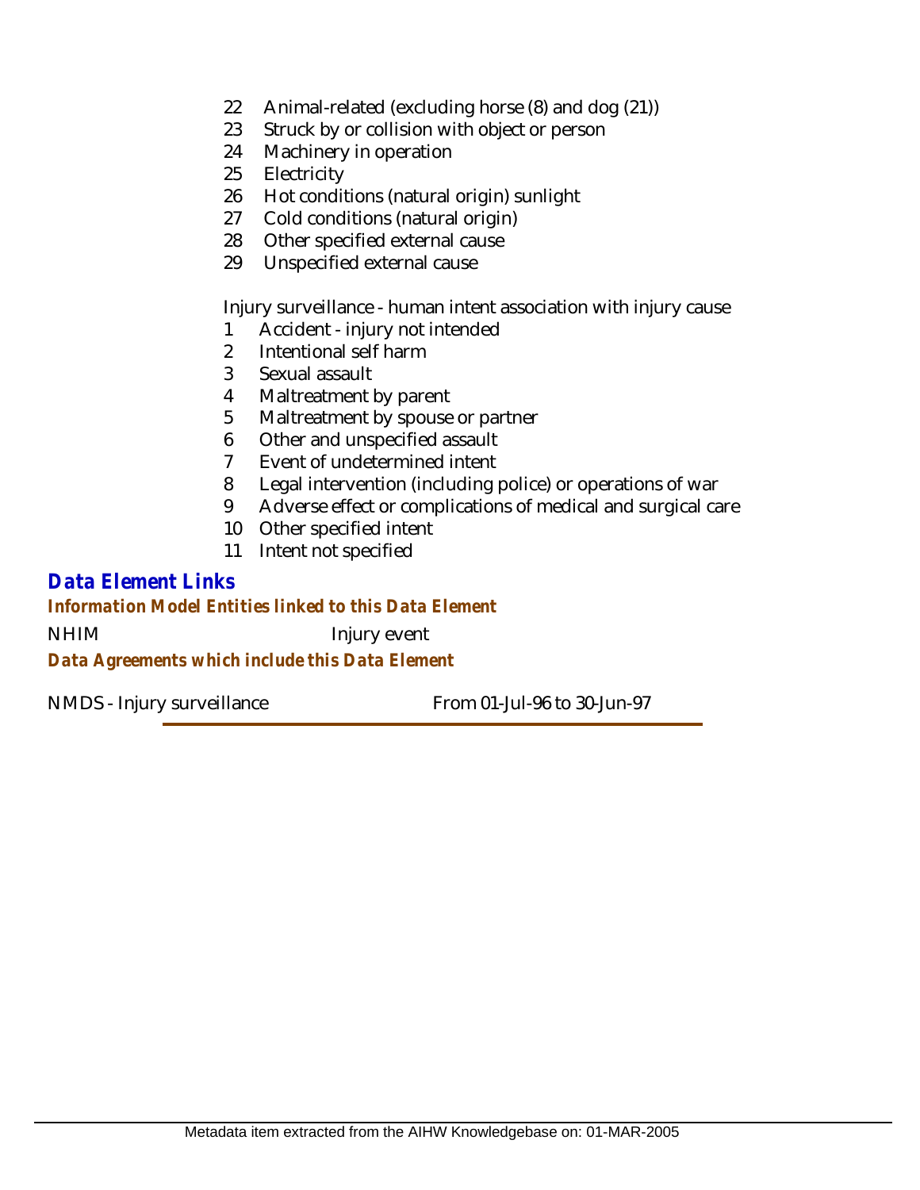22 Animal-related (excluding horse (8) and dog (21))
23 Struck by or collision with object or person
24 Machinery in operation
25 Electricity
26 Hot conditions (natural origin) sunlight
27 Cold conditions (natural origin)
28 Other specified external cause
29 Unspecified external cause

Injury surveillance - human intent association with injury cause

1 Accident - injury not intended
2 Intentional self harm
3 Sexual assault
4 Maltreatment by parent
5 Maltreatment by spouse or partner
6 Other and unspecified assault
7 Event of undetermined intent
8 Legal intervention (including police) or operations of war
9 Adverse effect or complications of medical and surgical care
10 Other specified intent
11 Intent not specified

## Data Element Links

### Information Model Entities linked to this Data Element

NHIM Injury event

### Data Agreements which include this Data Element

NMDS - Injury surveillance From 01-Jul-96 to 30-Jun-97